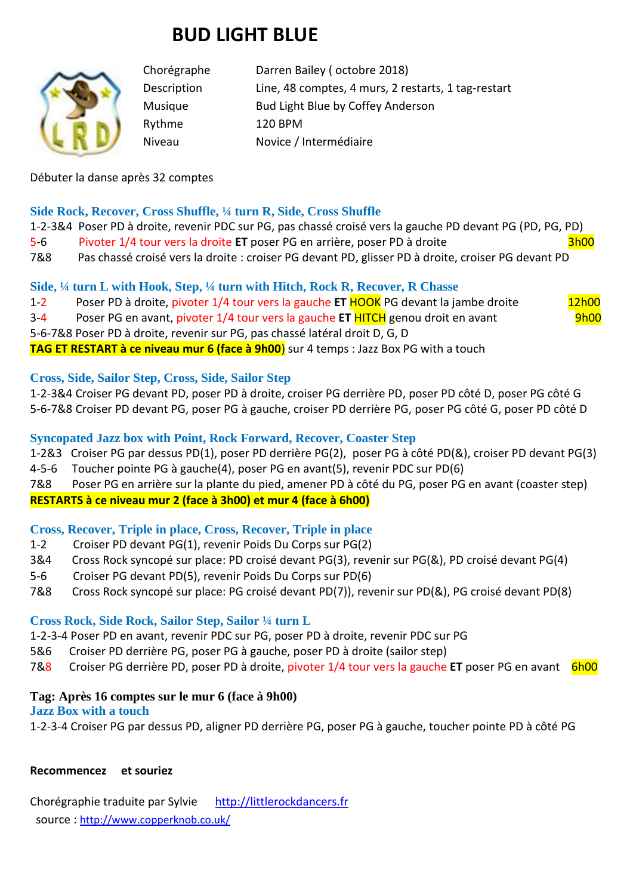# BUD LIGHT BLUE

| | |
|---|---|
| Chorégraphe | Darren Bailey ( octobre 2018) |
| Description | Line, 48 comptes, 4 murs, 2 restarts, 1 tag-restart |
| Musique | Bud Light Blue by Coffey Anderson |
| Rythme | 120 BPM |
| Niveau | Novice / Intermédiaire |

Débuter la danse après 32 comptes

### Side Rock, Recover, Cross Shuffle, ¼ turn R, Side, Cross Shuffle

1-2-3&4 Poser PD à droite, revenir PDC sur PG, pas chassé croisé vers la gauche PD devant PG (PD, PG, PD)
5-6 Pivoter 1/4 tour vers la droite **ET** poser PG en arrière, poser PD à droite 3h00
7&8 Pas chassé croisé vers la droite : croiser PG devant PD, glisser PD à droite, croiser PG devant PD

### Side, ¼ turn L with Hook, Step, ¼ turn with Hitch, Rock R, Recover, R Chasse

1-2 Poser PD à droite, pivoter 1/4 tour vers la gauche **ET** HOOK PG devant la jambe droite 12h00
3-4 Poser PG en avant, pivoter 1/4 tour vers la gauche **ET** HITCH genou droit en avant 9h00
5-6-7&8 Poser PD à droite, revenir sur PG, pas chassé latéral droit D, G, D
**TAG ET RESTART à ce niveau mur 6 (face à 9h00)** sur 4 temps : Jazz Box PG with a touch

### Cross, Side, Sailor Step, Cross, Side, Sailor Step

1-2-3&4 Croiser PG devant PD, poser PD à droite, croiser PG derrière PD, poser PD côté D, poser PG côté G
5-6-7&8 Croiser PD devant PG, poser PG à gauche, croiser PD derrière PG, poser PG côté G, poser PD côté D

### Syncopated Jazz box with Point, Rock Forward, Recover, Coaster Step

1-2&3 Croiser PG par dessus PD(1), poser PD derrière PG(2), poser PG à côté PD(&), croiser PD devant PG(3)
4-5-6 Toucher pointe PG à gauche(4), poser PG en avant(5), revenir PDC sur PD(6)
7&8 Poser PG en arrière sur la plante du pied, amener PD à côté du PG, poser PG en avant (coaster step)
**RESTARTS à ce niveau mur 2 (face à 3h00) et mur 4 (face à 6h00)**

### Cross, Recover, Triple in place, Cross, Recover, Triple in place

1-2 Croiser PD devant PG(1), revenir Poids Du Corps sur PG(2)
3&4 Cross Rock syncopé sur place: PD croisé devant PG(3), revenir sur PG(&), PD croisé devant PG(4)
5-6 Croiser PG devant PD(5), revenir Poids Du Corps sur PD(6)
7&8 Cross Rock syncopé sur place: PG croisé devant PD(7)), revenir sur PD(&), PG croisé devant PD(8)

### Cross Rock, Side Rock, Sailor Step, Sailor ¼ turn L

1-2-3-4 Poser PD en avant, revenir PDC sur PG, poser PD à droite, revenir PDC sur PG
5&6 Croiser PD derrière PG, poser PG à gauche, poser PD à droite (sailor step)
7&8 Croiser PG derrière PD, poser PD à droite, pivoter 1/4 tour vers la gauche **ET** poser PG en avant 6h00

**Tag: Après 16 comptes sur le mur 6 (face à 9h00)**

### Jazz Box with a touch

1-2-3-4 Croiser PG par dessus PD, aligner PD derrière PG, poser PG à gauche, toucher pointe PD à côté PG

**Recommencez et souriez**

Chorégraphie traduite par Sylvie http://littlerockdancers.fr
source : http://www.copperknob.co.uk/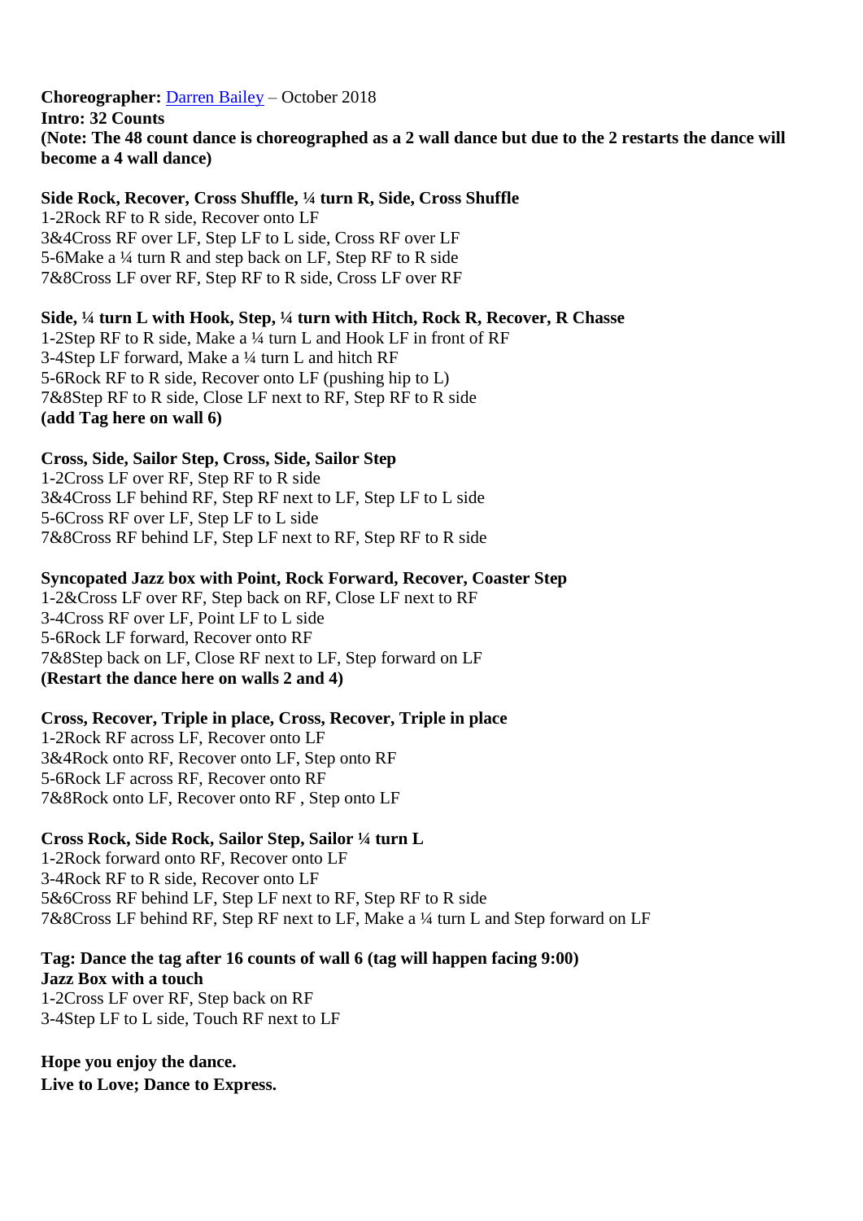**Choreographer:** Darren Bailey – October 2018
**Intro: 32 Counts**
**(Note: The 48 count dance is choreographed as a 2 wall dance but due to the 2 restarts the dance will become a 4 wall dance)**

**Side Rock, Recover, Cross Shuffle, ¼ turn R, Side, Cross Shuffle**
1-2Rock RF to R side, Recover onto LF
3&4Cross RF over LF, Step LF to L side, Cross RF over LF
5-6Make a ¼ turn R and step back on LF, Step RF to R side
7&8Cross LF over RF, Step RF to R side, Cross LF over RF

**Side, ¼ turn L with Hook, Step, ¼ turn with Hitch, Rock R, Recover, R Chasse**
1-2Step RF to R side, Make a ¼ turn L and Hook LF in front of RF
3-4Step LF forward, Make a ¼ turn L and hitch RF
5-6Rock RF to R side, Recover onto LF (pushing hip to L)
7&8Step RF to R side, Close LF next to RF, Step RF to R side
**(add Tag here on wall 6)**

**Cross, Side, Sailor Step, Cross, Side, Sailor Step**
1-2Cross LF over RF, Step RF to R side
3&4Cross LF behind RF, Step RF next to LF, Step LF to L side
5-6Cross RF over LF, Step LF to L side
7&8Cross RF behind LF, Step LF next to RF, Step RF to R side

**Syncopated Jazz box with Point, Rock Forward, Recover, Coaster Step**
1-2&Cross LF over RF, Step back on RF, Close LF next to RF
3-4Cross RF over LF, Point LF to L side
5-6Rock LF forward, Recover onto RF
7&8Step back on LF, Close RF next to LF, Step forward on LF
**(Restart the dance here on walls 2 and 4)**

**Cross, Recover, Triple in place, Cross, Recover, Triple in place**
1-2Rock RF across LF, Recover onto LF
3&4Rock onto RF, Recover onto LF, Step onto RF
5-6Rock LF across RF, Recover onto RF
7&8Rock onto LF, Recover onto RF , Step onto LF

**Cross Rock, Side Rock, Sailor Step, Sailor ¼ turn L**
1-2Rock forward onto RF, Recover onto LF
3-4Rock RF to R side, Recover onto LF
5&6Cross RF behind LF, Step LF next to RF, Step RF to R side
7&8Cross LF behind RF, Step RF next to LF, Make a ¼ turn L and Step forward on LF

**Tag: Dance the tag after 16 counts of wall 6 (tag will happen facing 9:00)**
**Jazz Box with a touch**
1-2Cross LF over RF, Step back on RF
3-4Step LF to L side, Touch RF next to LF

**Hope you enjoy the dance.**
**Live to Love; Dance to Express.**